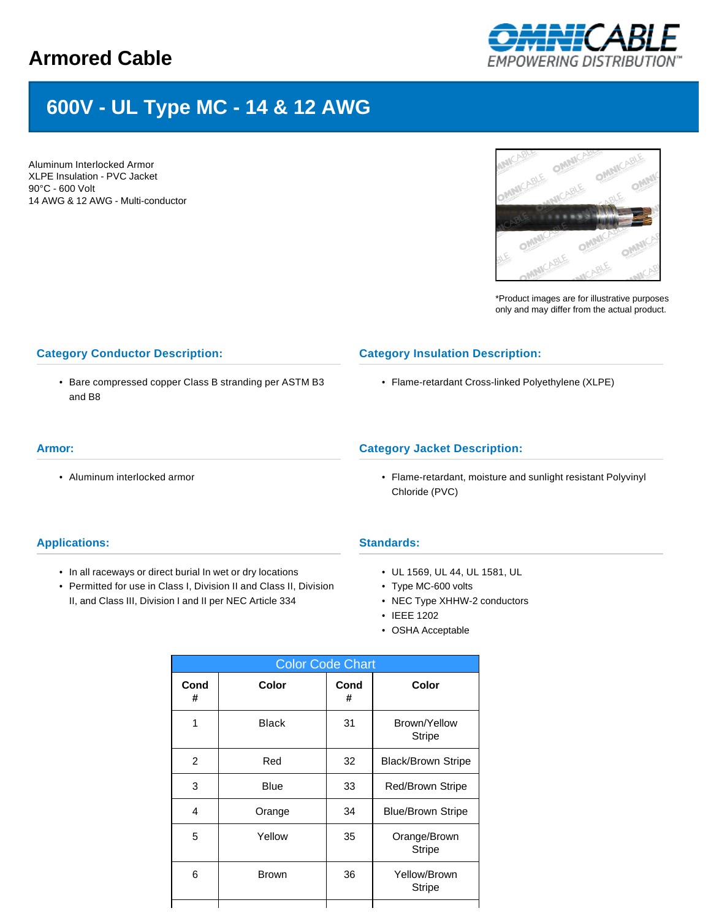# Armored Cable

## 600V - UL Type MC - 14 & 12 AWG

Aluminum Interlocked Armor
XLPE Insulation - PVC Jacket
90°C - 600 Volt
14 AWG & 12 AWG - Multi-conductor

*Product images are for illustrative purposes only and may differ from the actual product.

### Category Conductor Description:

- Bare compressed copper Class B stranding per ASTM B3 and B8

### Category Insulation Description:

- Flame-retardant Cross-linked Polyethylene (XLPE)

### Armor:

- Aluminum interlocked armor

### Category Jacket Description:

- Flame-retardant, moisture and sunlight resistant Polyvinyl Chloride (PVC)

### Applications:

- In all raceways or direct burial In wet or dry locations
- Permitted for use in Class I, Division II and Class II, Division II, and Class III, Division I and II per NEC Article 334

### Standards:

- UL 1569, UL 44, UL 1581, UL
- Type MC-600 volts
- NEC Type XHHW-2 conductors
- IEEE 1202
- OSHA Acceptable

| Color Code Chart | | | |
|---|---|---|---|
| Cond # | Color | Cond # | Color |
| 1 | Black | 31 | Brown/Yellow Stripe |
| 2 | Red | 32 | Black/Brown Stripe |
| 3 | Blue | 33 | Red/Brown Stripe |
| 4 | Orange | 34 | Blue/Brown Stripe |
| 5 | Yellow | 35 | Orange/Brown Stripe |
| 6 | Brown | 36 | Yellow/Brown Stripe |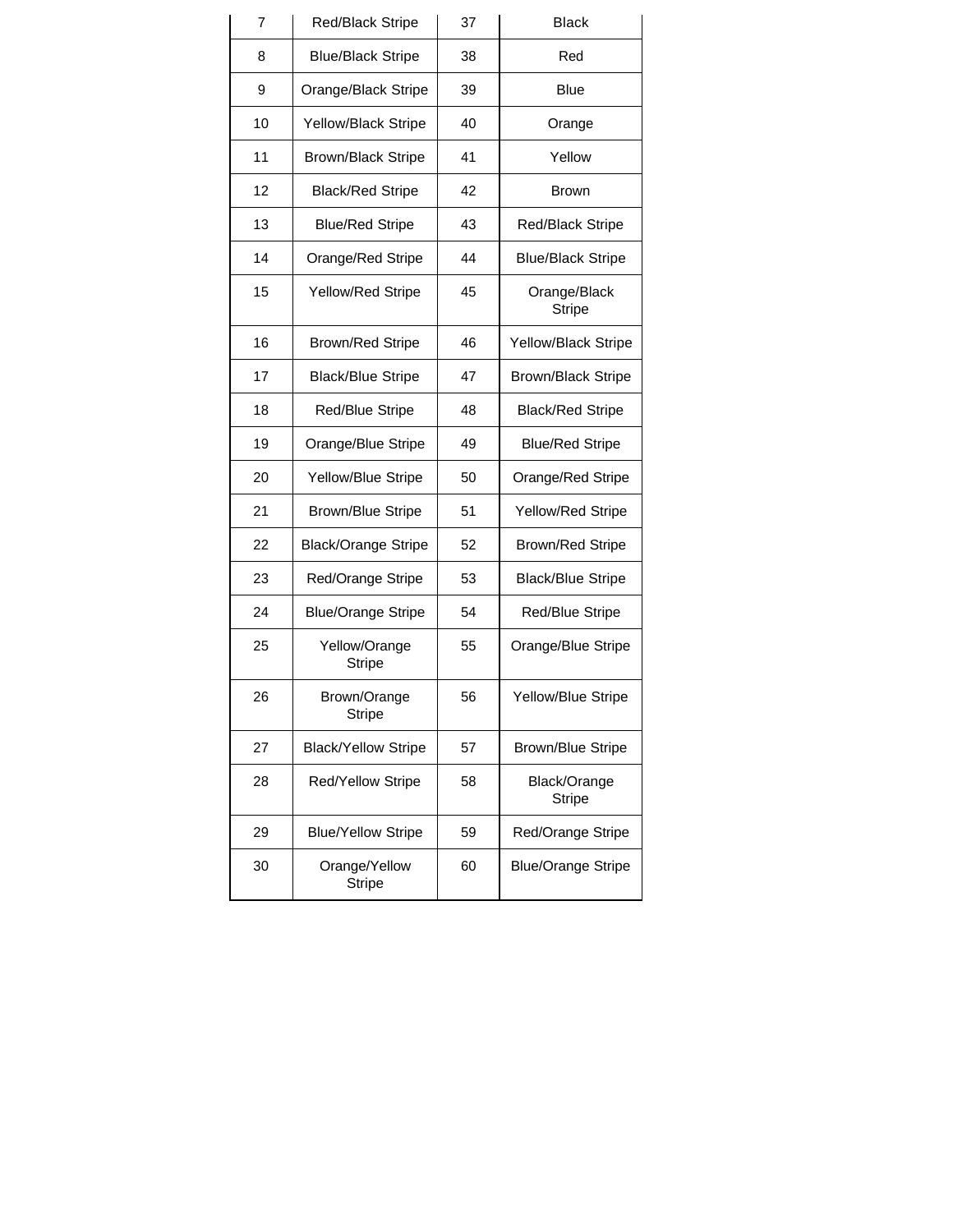| | | | |
|---|---|---|---|
| 7 | Red/Black Stripe | 37 | Black |
| 8 | Blue/Black Stripe | 38 | Red |
| 9 | Orange/Black Stripe | 39 | Blue |
| 10 | Yellow/Black Stripe | 40 | Orange |
| 11 | Brown/Black Stripe | 41 | Yellow |
| 12 | Black/Red Stripe | 42 | Brown |
| 13 | Blue/Red Stripe | 43 | Red/Black Stripe |
| 14 | Orange/Red Stripe | 44 | Blue/Black Stripe |
| 15 | Yellow/Red Stripe | 45 | Orange/Black Stripe |
| 16 | Brown/Red Stripe | 46 | Yellow/Black Stripe |
| 17 | Black/Blue Stripe | 47 | Brown/Black Stripe |
| 18 | Red/Blue Stripe | 48 | Black/Red Stripe |
| 19 | Orange/Blue Stripe | 49 | Blue/Red Stripe |
| 20 | Yellow/Blue Stripe | 50 | Orange/Red Stripe |
| 21 | Brown/Blue Stripe | 51 | Yellow/Red Stripe |
| 22 | Black/Orange Stripe | 52 | Brown/Red Stripe |
| 23 | Red/Orange Stripe | 53 | Black/Blue Stripe |
| 24 | Blue/Orange Stripe | 54 | Red/Blue Stripe |
| 25 | Yellow/Orange Stripe | 55 | Orange/Blue Stripe |
| 26 | Brown/Orange Stripe | 56 | Yellow/Blue Stripe |
| 27 | Black/Yellow Stripe | 57 | Brown/Blue Stripe |
| 28 | Red/Yellow Stripe | 58 | Black/Orange Stripe |
| 29 | Blue/Yellow Stripe | 59 | Red/Orange Stripe |
| 30 | Orange/Yellow Stripe | 60 | Blue/Orange Stripe |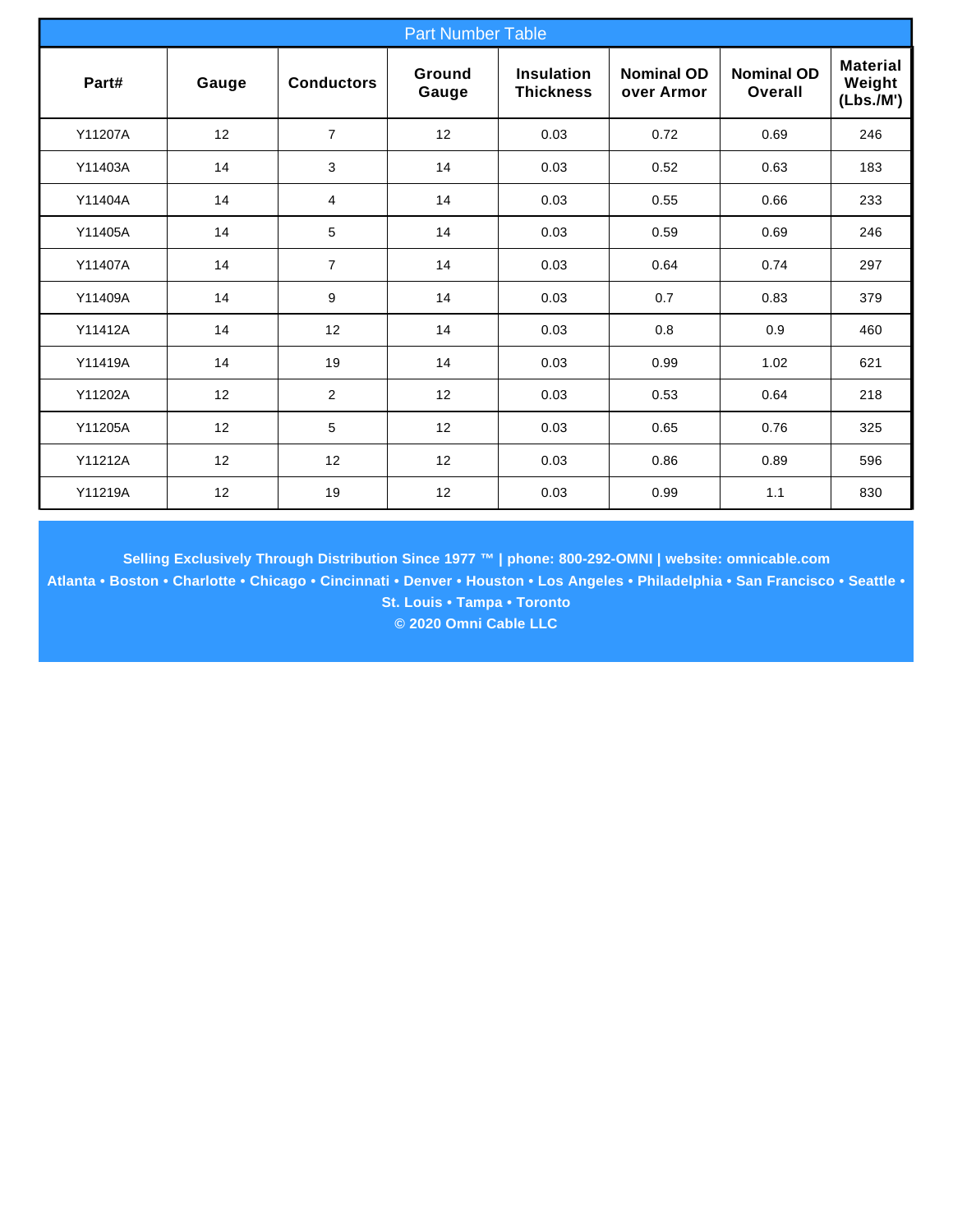## Part Number Table

| Part# | Gauge | Conductors | Ground Gauge | Insulation Thickness | Nominal OD over Armor | Nominal OD Overall | Material Weight (Lbs./M') |
|---|---|---|---|---|---|---|---|
| Y11207A | 12 | 7 | 12 | 0.03 | 0.72 | 0.69 | 246 |
| Y11403A | 14 | 3 | 14 | 0.03 | 0.52 | 0.63 | 183 |
| Y11404A | 14 | 4 | 14 | 0.03 | 0.55 | 0.66 | 233 |
| Y11405A | 14 | 5 | 14 | 0.03 | 0.59 | 0.69 | 246 |
| Y11407A | 14 | 7 | 14 | 0.03 | 0.64 | 0.74 | 297 |
| Y11409A | 14 | 9 | 14 | 0.03 | 0.7 | 0.83 | 379 |
| Y11412A | 14 | 12 | 14 | 0.03 | 0.8 | 0.9 | 460 |
| Y11419A | 14 | 19 | 14 | 0.03 | 0.99 | 1.02 | 621 |
| Y11202A | 12 | 2 | 12 | 0.03 | 0.53 | 0.64 | 218 |
| Y11205A | 12 | 5 | 12 | 0.03 | 0.65 | 0.76 | 325 |
| Y11212A | 12 | 12 | 12 | 0.03 | 0.86 | 0.89 | 596 |
| Y11219A | 12 | 19 | 12 | 0.03 | 0.99 | 1.1 | 830 |

**Selling Exclusively Through Distribution Since 1977 ™ | phone: 800-292-OMNI | website: omnicable.com**
**Atlanta • Boston • Charlotte • Chicago • Cincinnati • Denver • Houston • Los Angeles • Philadelphia • San Francisco • Seattle • St. Louis • Tampa • Toronto**
**© 2020 Omni Cable LLC**